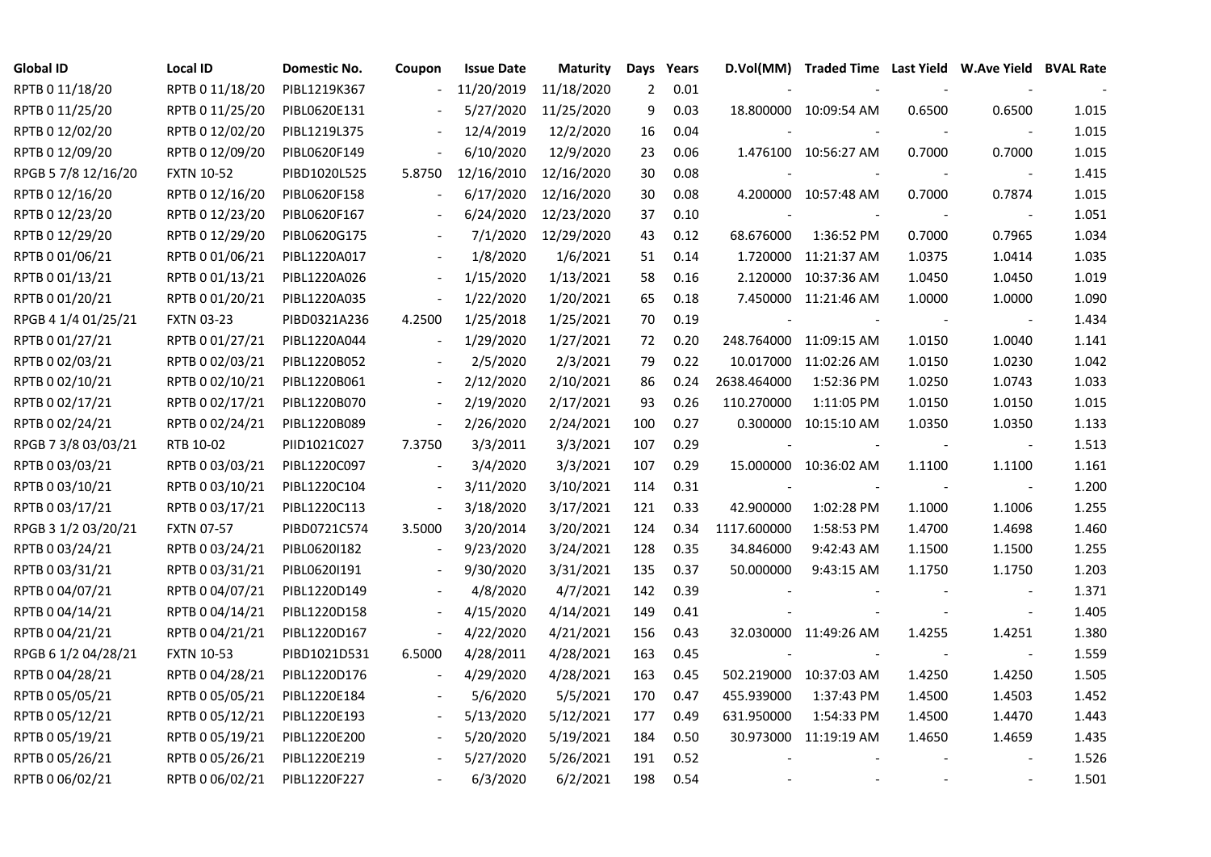| Global ID | Local ID | Domestic No. | Coupon | Issue Date | Maturity | Days | Years | D.Vol(MM) | Traded Time | Last Yield | W.Ave Yield | BVAL Rate |
|---|---|---|---|---|---|---|---|---|---|---|---|---|
| RPTB 0 11/18/20 | RPTB 0 11/18/20 | PIBL1219K367 | - | 11/20/2019 | 11/18/2020 | 2 | 0.01 | - | - | - | - | - |
| RPTB 0 11/25/20 | RPTB 0 11/25/20 | PIBL0620E131 | - | 5/27/2020 | 11/25/2020 | 9 | 0.03 | 18.800000 | 10:09:54 AM | 0.6500 | 0.6500 | 1.015 |
| RPTB 0 12/02/20 | RPTB 0 12/02/20 | PIBL1219L375 | - | 12/4/2019 | 12/2/2020 | 16 | 0.04 | - | - | - | - | 1.015 |
| RPTB 0 12/09/20 | RPTB 0 12/09/20 | PIBL0620F149 | - | 6/10/2020 | 12/9/2020 | 23 | 0.06 | 1.476100 | 10:56:27 AM | 0.7000 | 0.7000 | 1.015 |
| RPGB 5 7/8 12/16/20 | FXTN 10-52 | PIBD1020L525 | 5.8750 | 12/16/2010 | 12/16/2020 | 30 | 0.08 | - | - | - | - | 1.415 |
| RPTB 0 12/16/20 | RPTB 0 12/16/20 | PIBL0620F158 | - | 6/17/2020 | 12/16/2020 | 30 | 0.08 | 4.200000 | 10:57:48 AM | 0.7000 | 0.7874 | 1.015 |
| RPTB 0 12/23/20 | RPTB 0 12/23/20 | PIBL0620F167 | - | 6/24/2020 | 12/23/2020 | 37 | 0.10 | - | - | - | - | 1.051 |
| RPTB 0 12/29/20 | RPTB 0 12/29/20 | PIBL0620G175 | - | 7/1/2020 | 12/29/2020 | 43 | 0.12 | 68.676000 | 1:36:52 PM | 0.7000 | 0.7965 | 1.034 |
| RPTB 0 01/06/21 | RPTB 0 01/06/21 | PIBL1220A017 | - | 1/8/2020 | 1/6/2021 | 51 | 0.14 | 1.720000 | 11:21:37 AM | 1.0375 | 1.0414 | 1.035 |
| RPTB 0 01/13/21 | RPTB 0 01/13/21 | PIBL1220A026 | - | 1/15/2020 | 1/13/2021 | 58 | 0.16 | 2.120000 | 10:37:36 AM | 1.0450 | 1.0450 | 1.019 |
| RPTB 0 01/20/21 | RPTB 0 01/20/21 | PIBL1220A035 | - | 1/22/2020 | 1/20/2021 | 65 | 0.18 | 7.450000 | 11:21:46 AM | 1.0000 | 1.0000 | 1.090 |
| RPGB 4 1/4 01/25/21 | FXTN 03-23 | PIBD0321A236 | 4.2500 | 1/25/2018 | 1/25/2021 | 70 | 0.19 | - | - | - | - | 1.434 |
| RPTB 0 01/27/21 | RPTB 0 01/27/21 | PIBL1220A044 | - | 1/29/2020 | 1/27/2021 | 72 | 0.20 | 248.764000 | 11:09:15 AM | 1.0150 | 1.0040 | 1.141 |
| RPTB 0 02/03/21 | RPTB 0 02/03/21 | PIBL1220B052 | - | 2/5/2020 | 2/3/2021 | 79 | 0.22 | 10.017000 | 11:02:26 AM | 1.0150 | 1.0230 | 1.042 |
| RPTB 0 02/10/21 | RPTB 0 02/10/21 | PIBL1220B061 | - | 2/12/2020 | 2/10/2021 | 86 | 0.24 | 2638.464000 | 1:52:36 PM | 1.0250 | 1.0743 | 1.033 |
| RPTB 0 02/17/21 | RPTB 0 02/17/21 | PIBL1220B070 | - | 2/19/2020 | 2/17/2021 | 93 | 0.26 | 110.270000 | 1:11:05 PM | 1.0150 | 1.0150 | 1.015 |
| RPTB 0 02/24/21 | RPTB 0 02/24/21 | PIBL1220B089 | - | 2/26/2020 | 2/24/2021 | 100 | 0.27 | 0.300000 | 10:15:10 AM | 1.0350 | 1.0350 | 1.133 |
| RPGB 7 3/8 03/03/21 | RTB 10-02 | PIID1021C027 | 7.3750 | 3/3/2011 | 3/3/2021 | 107 | 0.29 | - | - | - | - | 1.513 |
| RPTB 0 03/03/21 | RPTB 0 03/03/21 | PIBL1220C097 | - | 3/4/2020 | 3/3/2021 | 107 | 0.29 | 15.000000 | 10:36:02 AM | 1.1100 | 1.1100 | 1.161 |
| RPTB 0 03/10/21 | RPTB 0 03/10/21 | PIBL1220C104 | - | 3/11/2020 | 3/10/2021 | 114 | 0.31 | - | - | - | - | 1.200 |
| RPTB 0 03/17/21 | RPTB 0 03/17/21 | PIBL1220C113 | - | 3/18/2020 | 3/17/2021 | 121 | 0.33 | 42.900000 | 1:02:28 PM | 1.1000 | 1.1006 | 1.255 |
| RPGB 3 1/2 03/20/21 | FXTN 07-57 | PIBD0721C574 | 3.5000 | 3/20/2014 | 3/20/2021 | 124 | 0.34 | 1117.600000 | 1:58:53 PM | 1.4700 | 1.4698 | 1.460 |
| RPTB 0 03/24/21 | RPTB 0 03/24/21 | PIBL0620I182 | - | 9/23/2020 | 3/24/2021 | 128 | 0.35 | 34.846000 | 9:42:43 AM | 1.1500 | 1.1500 | 1.255 |
| RPTB 0 03/31/21 | RPTB 0 03/31/21 | PIBL0620I191 | - | 9/30/2020 | 3/31/2021 | 135 | 0.37 | 50.000000 | 9:43:15 AM | 1.1750 | 1.1750 | 1.203 |
| RPTB 0 04/07/21 | RPTB 0 04/07/21 | PIBL1220D149 | - | 4/8/2020 | 4/7/2021 | 142 | 0.39 | - | - | - | - | 1.371 |
| RPTB 0 04/14/21 | RPTB 0 04/14/21 | PIBL1220D158 | - | 4/15/2020 | 4/14/2021 | 149 | 0.41 | - | - | - | - | 1.405 |
| RPTB 0 04/21/21 | RPTB 0 04/21/21 | PIBL1220D167 | - | 4/22/2020 | 4/21/2021 | 156 | 0.43 | 32.030000 | 11:49:26 AM | 1.4255 | 1.4251 | 1.380 |
| RPGB 6 1/2 04/28/21 | FXTN 10-53 | PIBD1021D531 | 6.5000 | 4/28/2011 | 4/28/2021 | 163 | 0.45 | - | - | - | - | 1.559 |
| RPTB 0 04/28/21 | RPTB 0 04/28/21 | PIBL1220D176 | - | 4/29/2020 | 4/28/2021 | 163 | 0.45 | 502.219000 | 10:37:03 AM | 1.4250 | 1.4250 | 1.505 |
| RPTB 0 05/05/21 | RPTB 0 05/05/21 | PIBL1220E184 | - | 5/6/2020 | 5/5/2021 | 170 | 0.47 | 455.939000 | 1:37:43 PM | 1.4500 | 1.4503 | 1.452 |
| RPTB 0 05/12/21 | RPTB 0 05/12/21 | PIBL1220E193 | - | 5/13/2020 | 5/12/2021 | 177 | 0.49 | 631.950000 | 1:54:33 PM | 1.4500 | 1.4470 | 1.443 |
| RPTB 0 05/19/21 | RPTB 0 05/19/21 | PIBL1220E200 | - | 5/20/2020 | 5/19/2021 | 184 | 0.50 | 30.973000 | 11:19:19 AM | 1.4650 | 1.4659 | 1.435 |
| RPTB 0 05/26/21 | RPTB 0 05/26/21 | PIBL1220E219 | - | 5/27/2020 | 5/26/2021 | 191 | 0.52 | - | - | - | - | 1.526 |
| RPTB 0 06/02/21 | RPTB 0 06/02/21 | PIBL1220F227 | - | 6/3/2020 | 6/2/2021 | 198 | 0.54 | - | - | - | - | 1.501 |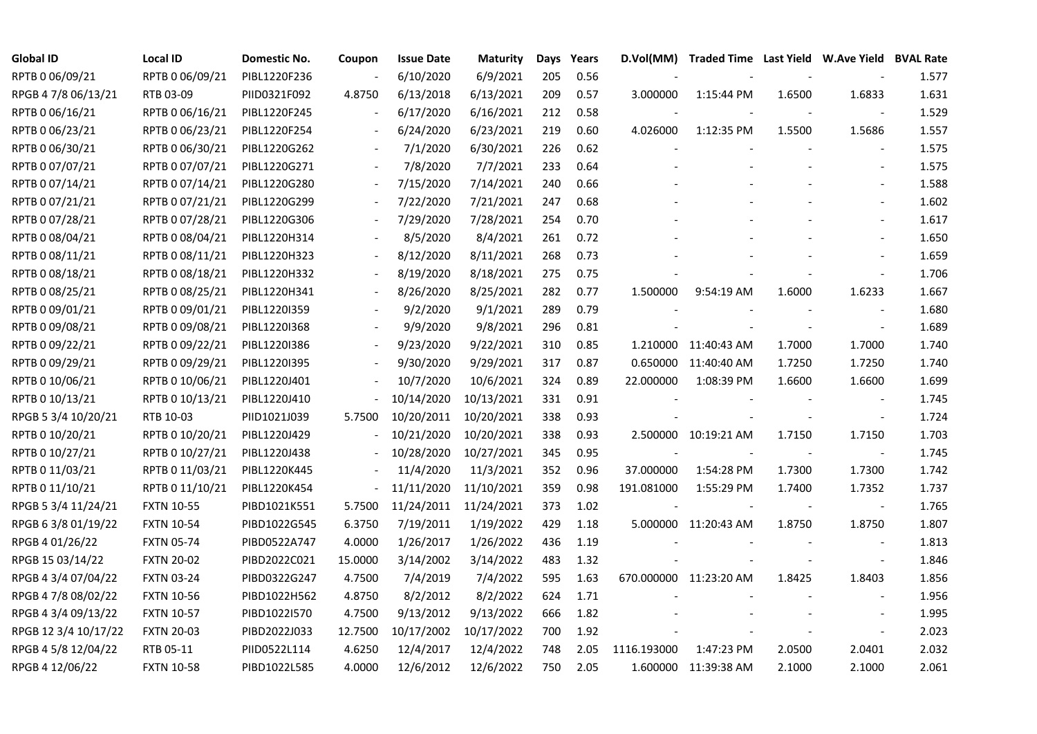| Global ID | Local ID | Domestic No. | Coupon | Issue Date | Maturity | Days | Years | D.Vol(MM) | Traded Time | Last Yield | W.Ave Yield | BVAL Rate |
|---|---|---|---|---|---|---|---|---|---|---|---|---|
| RPTB 0 06/09/21 | RPTB 0 06/09/21 | PIBL1220F236 | - | 6/10/2020 | 6/9/2021 | 205 | 0.56 | - | - | - | - | 1.577 |
| RPGB 4 7/8 06/13/21 | RTB 03-09 | PIID0321F092 | 4.8750 | 6/13/2018 | 6/13/2021 | 209 | 0.57 | 3.000000 | 1:15:44 PM | 1.6500 | 1.6833 | 1.631 |
| RPTB 0 06/16/21 | RPTB 0 06/16/21 | PIBL1220F245 | - | 6/17/2020 | 6/16/2021 | 212 | 0.58 | - | - | - | - | 1.529 |
| RPTB 0 06/23/21 | RPTB 0 06/23/21 | PIBL1220F254 | - | 6/24/2020 | 6/23/2021 | 219 | 0.60 | 4.026000 | 1:12:35 PM | 1.5500 | 1.5686 | 1.557 |
| RPTB 0 06/30/21 | RPTB 0 06/30/21 | PIBL1220G262 | - | 7/1/2020 | 6/30/2021 | 226 | 0.62 | - | - | - | - | 1.575 |
| RPTB 0 07/07/21 | RPTB 0 07/07/21 | PIBL1220G271 | - | 7/8/2020 | 7/7/2021 | 233 | 0.64 | - | - | - | - | 1.575 |
| RPTB 0 07/14/21 | RPTB 0 07/14/21 | PIBL1220G280 | - | 7/15/2020 | 7/14/2021 | 240 | 0.66 | - | - | - | - | 1.588 |
| RPTB 0 07/21/21 | RPTB 0 07/21/21 | PIBL1220G299 | - | 7/22/2020 | 7/21/2021 | 247 | 0.68 | - | - | - | - | 1.602 |
| RPTB 0 07/28/21 | RPTB 0 07/28/21 | PIBL1220G306 | - | 7/29/2020 | 7/28/2021 | 254 | 0.70 | - | - | - | - | 1.617 |
| RPTB 0 08/04/21 | RPTB 0 08/04/21 | PIBL1220H314 | - | 8/5/2020 | 8/4/2021 | 261 | 0.72 | - | - | - | - | 1.650 |
| RPTB 0 08/11/21 | RPTB 0 08/11/21 | PIBL1220H323 | - | 8/12/2020 | 8/11/2021 | 268 | 0.73 | - | - | - | - | 1.659 |
| RPTB 0 08/18/21 | RPTB 0 08/18/21 | PIBL1220H332 | - | 8/19/2020 | 8/18/2021 | 275 | 0.75 | - | - | - | - | 1.706 |
| RPTB 0 08/25/21 | RPTB 0 08/25/21 | PIBL1220H341 | - | 8/26/2020 | 8/25/2021 | 282 | 0.77 | 1.500000 | 9:54:19 AM | 1.6000 | 1.6233 | 1.667 |
| RPTB 0 09/01/21 | RPTB 0 09/01/21 | PIBL1220I359 | - | 9/2/2020 | 9/1/2021 | 289 | 0.79 | - | - | - | - | 1.680 |
| RPTB 0 09/08/21 | RPTB 0 09/08/21 | PIBL1220I368 | - | 9/9/2020 | 9/8/2021 | 296 | 0.81 | - | - | - | - | 1.689 |
| RPTB 0 09/22/21 | RPTB 0 09/22/21 | PIBL1220I386 | - | 9/23/2020 | 9/22/2021 | 310 | 0.85 | 1.210000 | 11:40:43 AM | 1.7000 | 1.7000 | 1.740 |
| RPTB 0 09/29/21 | RPTB 0 09/29/21 | PIBL1220I395 | - | 9/30/2020 | 9/29/2021 | 317 | 0.87 | 0.650000 | 11:40:40 AM | 1.7250 | 1.7250 | 1.740 |
| RPTB 0 10/06/21 | RPTB 0 10/06/21 | PIBL1220J401 | - | 10/7/2020 | 10/6/2021 | 324 | 0.89 | 22.000000 | 1:08:39 PM | 1.6600 | 1.6600 | 1.699 |
| RPTB 0 10/13/21 | RPTB 0 10/13/21 | PIBL1220J410 | - | 10/14/2020 | 10/13/2021 | 331 | 0.91 | - | - | - | - | 1.745 |
| RPGB 5 3/4 10/20/21 | RTB 10-03 | PIID1021J039 | 5.7500 | 10/20/2011 | 10/20/2021 | 338 | 0.93 | - | - | - | - | 1.724 |
| RPTB 0 10/20/21 | RPTB 0 10/20/21 | PIBL1220J429 | - | 10/21/2020 | 10/20/2021 | 338 | 0.93 | 2.500000 | 10:19:21 AM | 1.7150 | 1.7150 | 1.703 |
| RPTB 0 10/27/21 | RPTB 0 10/27/21 | PIBL1220J438 | - | 10/28/2020 | 10/27/2021 | 345 | 0.95 | - | - | - | - | 1.745 |
| RPTB 0 11/03/21 | RPTB 0 11/03/21 | PIBL1220K445 | - | 11/4/2020 | 11/3/2021 | 352 | 0.96 | 37.000000 | 1:54:28 PM | 1.7300 | 1.7300 | 1.742 |
| RPTB 0 11/10/21 | RPTB 0 11/10/21 | PIBL1220K454 | - | 11/11/2020 | 11/10/2021 | 359 | 0.98 | 191.081000 | 1:55:29 PM | 1.7400 | 1.7352 | 1.737 |
| RPGB 5 3/4 11/24/21 | FXTN 10-55 | PIBD1021K551 | 5.7500 | 11/24/2011 | 11/24/2021 | 373 | 1.02 | - | - | - | - | 1.765 |
| RPGB 6 3/8 01/19/22 | FXTN 10-54 | PIBD1022G545 | 6.3750 | 7/19/2011 | 1/19/2022 | 429 | 1.18 | 5.000000 | 11:20:43 AM | 1.8750 | 1.8750 | 1.807 |
| RPGB 4 01/26/22 | FXTN 05-74 | PIBD0522A747 | 4.0000 | 1/26/2017 | 1/26/2022 | 436 | 1.19 | - | - | - | - | 1.813 |
| RPGB 15 03/14/22 | FXTN 20-02 | PIBD2022C021 | 15.0000 | 3/14/2002 | 3/14/2022 | 483 | 1.32 | - | - | - | - | 1.846 |
| RPGB 4 3/4 07/04/22 | FXTN 03-24 | PIBD0322G247 | 4.7500 | 7/4/2019 | 7/4/2022 | 595 | 1.63 | 670.000000 | 11:23:20 AM | 1.8425 | 1.8403 | 1.856 |
| RPGB 4 7/8 08/02/22 | FXTN 10-56 | PIBD1022H562 | 4.8750 | 8/2/2012 | 8/2/2022 | 624 | 1.71 | - | - | - | - | 1.956 |
| RPGB 4 3/4 09/13/22 | FXTN 10-57 | PIBD1022I570 | 4.7500 | 9/13/2012 | 9/13/2022 | 666 | 1.82 | - | - | - | - | 1.995 |
| RPGB 12 3/4 10/17/22 | FXTN 20-03 | PIBD2022J033 | 12.7500 | 10/17/2002 | 10/17/2022 | 700 | 1.92 | - | - | - | - | 2.023 |
| RPGB 4 5/8 12/04/22 | RTB 05-11 | PIID0522L114 | 4.6250 | 12/4/2017 | 12/4/2022 | 748 | 2.05 | 1116.193000 | 1:47:23 PM | 2.0500 | 2.0401 | 2.032 |
| RPGB 4 12/06/22 | FXTN 10-58 | PIBD1022L585 | 4.0000 | 12/6/2012 | 12/6/2022 | 750 | 2.05 | 1.600000 | 11:39:38 AM | 2.1000 | 2.1000 | 2.061 |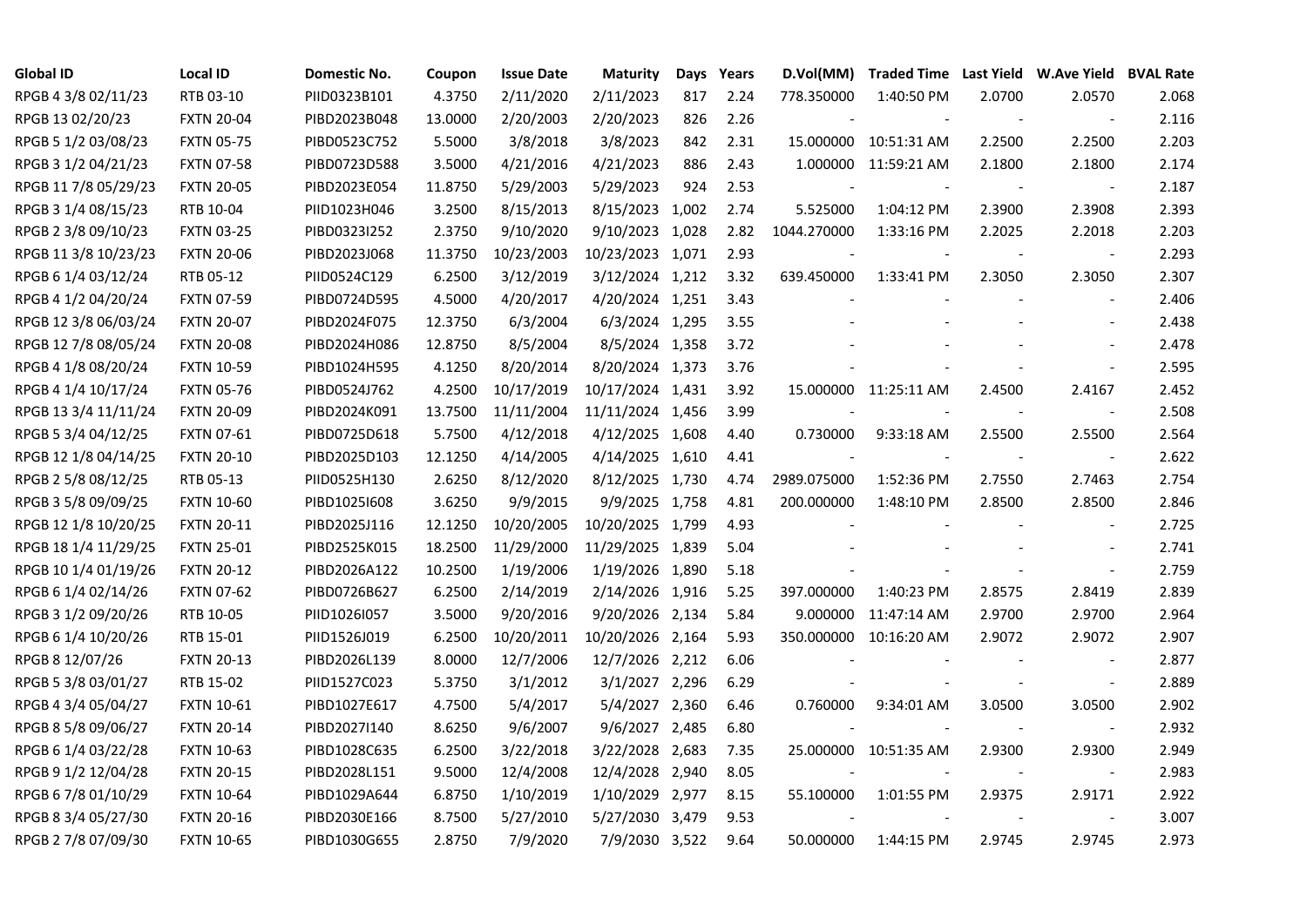| Global ID | Local ID | Domestic No. | Coupon | Issue Date | Maturity | Days | Years | D.Vol(MM) | Traded Time | Last Yield | W.Ave Yield | BVAL Rate |
|---|---|---|---|---|---|---|---|---|---|---|---|---|
| RPGB 4 3/8 02/11/23 | RTB 03-10 | PIID0323B101 | 4.3750 | 2/11/2020 | 2/11/2023 | 817 | 2.24 | 778.350000 | 1:40:50 PM | 2.0700 | 2.0570 | 2.068 |
| RPGB 13 02/20/23 | FXTN 20-04 | PIBD2023B048 | 13.0000 | 2/20/2003 | 2/20/2023 | 826 | 2.26 | - | - | - | - | 2.116 |
| RPGB 5 1/2 03/08/23 | FXTN 05-75 | PIBD0523C752 | 5.5000 | 3/8/2018 | 3/8/2023 | 842 | 2.31 | 15.000000 | 10:51:31 AM | 2.2500 | 2.2500 | 2.203 |
| RPGB 3 1/2 04/21/23 | FXTN 07-58 | PIBD0723D588 | 3.5000 | 4/21/2016 | 4/21/2023 | 886 | 2.43 | 1.000000 | 11:59:21 AM | 2.1800 | 2.1800 | 2.174 |
| RPGB 11 7/8 05/29/23 | FXTN 20-05 | PIBD2023E054 | 11.8750 | 5/29/2003 | 5/29/2023 | 924 | 2.53 | - | - | - | - | 2.187 |
| RPGB 3 1/4 08/15/23 | RTB 10-04 | PIID1023H046 | 3.2500 | 8/15/2013 | 8/15/2023 | 1,002 | 2.74 | 5.525000 | 1:04:12 PM | 2.3900 | 2.3908 | 2.393 |
| RPGB 2 3/8 09/10/23 | FXTN 03-25 | PIBD0323I252 | 2.3750 | 9/10/2020 | 9/10/2023 | 1,028 | 2.82 | 1044.270000 | 1:33:16 PM | 2.2025 | 2.2018 | 2.203 |
| RPGB 11 3/8 10/23/23 | FXTN 20-06 | PIBD2023J068 | 11.3750 | 10/23/2003 | 10/23/2023 | 1,071 | 2.93 | - | - | - | - | 2.293 |
| RPGB 6 1/4 03/12/24 | RTB 05-12 | PIID0524C129 | 6.2500 | 3/12/2019 | 3/12/2024 | 1,212 | 3.32 | 639.450000 | 1:33:41 PM | 2.3050 | 2.3050 | 2.307 |
| RPGB 4 1/2 04/20/24 | FXTN 07-59 | PIBD0724D595 | 4.5000 | 4/20/2017 | 4/20/2024 | 1,251 | 3.43 | - | - | - | - | 2.406 |
| RPGB 12 3/8 06/03/24 | FXTN 20-07 | PIBD2024F075 | 12.3750 | 6/3/2004 | 6/3/2024 | 1,295 | 3.55 | - | - | - | - | 2.438 |
| RPGB 12 7/8 08/05/24 | FXTN 20-08 | PIBD2024H086 | 12.8750 | 8/5/2004 | 8/5/2024 | 1,358 | 3.72 | - | - | - | - | 2.478 |
| RPGB 4 1/8 08/20/24 | FXTN 10-59 | PIBD1024H595 | 4.1250 | 8/20/2014 | 8/20/2024 | 1,373 | 3.76 | - | - | - | - | 2.595 |
| RPGB 4 1/4 10/17/24 | FXTN 05-76 | PIBD0524J762 | 4.2500 | 10/17/2019 | 10/17/2024 | 1,431 | 3.92 | 15.000000 | 11:25:11 AM | 2.4500 | 2.4167 | 2.452 |
| RPGB 13 3/4 11/11/24 | FXTN 20-09 | PIBD2024K091 | 13.7500 | 11/11/2004 | 11/11/2024 | 1,456 | 3.99 | - | - | - | - | 2.508 |
| RPGB 5 3/4 04/12/25 | FXTN 07-61 | PIBD0725D618 | 5.7500 | 4/12/2018 | 4/12/2025 | 1,608 | 4.40 | 0.730000 | 9:33:18 AM | 2.5500 | 2.5500 | 2.564 |
| RPGB 12 1/8 04/14/25 | FXTN 20-10 | PIBD2025D103 | 12.1250 | 4/14/2005 | 4/14/2025 | 1,610 | 4.41 | - | - | - | - | 2.622 |
| RPGB 2 5/8 08/12/25 | RTB 05-13 | PIID0525H130 | 2.6250 | 8/12/2020 | 8/12/2025 | 1,730 | 4.74 | 2989.075000 | 1:52:36 PM | 2.7550 | 2.7463 | 2.754 |
| RPGB 3 5/8 09/09/25 | FXTN 10-60 | PIBD1025I608 | 3.6250 | 9/9/2015 | 9/9/2025 | 1,758 | 4.81 | 200.000000 | 1:48:10 PM | 2.8500 | 2.8500 | 2.846 |
| RPGB 12 1/8 10/20/25 | FXTN 20-11 | PIBD2025J116 | 12.1250 | 10/20/2005 | 10/20/2025 | 1,799 | 4.93 | - | - | - | - | 2.725 |
| RPGB 18 1/4 11/29/25 | FXTN 25-01 | PIBD2525K015 | 18.2500 | 11/29/2000 | 11/29/2025 | 1,839 | 5.04 | - | - | - | - | 2.741 |
| RPGB 10 1/4 01/19/26 | FXTN 20-12 | PIBD2026A122 | 10.2500 | 1/19/2006 | 1/19/2026 | 1,890 | 5.18 | - | - | - | - | 2.759 |
| RPGB 6 1/4 02/14/26 | FXTN 07-62 | PIBD0726B627 | 6.2500 | 2/14/2019 | 2/14/2026 | 1,916 | 5.25 | 397.000000 | 1:40:23 PM | 2.8575 | 2.8419 | 2.839 |
| RPGB 3 1/2 09/20/26 | RTB 10-05 | PIID1026I057 | 3.5000 | 9/20/2016 | 9/20/2026 | 2,134 | 5.84 | 9.000000 | 11:47:14 AM | 2.9700 | 2.9700 | 2.964 |
| RPGB 6 1/4 10/20/26 | RTB 15-01 | PIID1526J019 | 6.2500 | 10/20/2011 | 10/20/2026 | 2,164 | 5.93 | 350.000000 | 10:16:20 AM | 2.9072 | 2.9072 | 2.907 |
| RPGB 8 12/07/26 | FXTN 20-13 | PIBD2026L139 | 8.0000 | 12/7/2006 | 12/7/2026 | 2,212 | 6.06 | - | - | - | - | 2.877 |
| RPGB 5 3/8 03/01/27 | RTB 15-02 | PIID1527C023 | 5.3750 | 3/1/2012 | 3/1/2027 | 2,296 | 6.29 | - | - | - | - | 2.889 |
| RPGB 4 3/4 05/04/27 | FXTN 10-61 | PIBD1027E617 | 4.7500 | 5/4/2017 | 5/4/2027 | 2,360 | 6.46 | 0.760000 | 9:34:01 AM | 3.0500 | 3.0500 | 2.902 |
| RPGB 8 5/8 09/06/27 | FXTN 20-14 | PIBD2027I140 | 8.6250 | 9/6/2007 | 9/6/2027 | 2,485 | 6.80 | - | - | - | - | 2.932 |
| RPGB 6 1/4 03/22/28 | FXTN 10-63 | PIBD1028C635 | 6.2500 | 3/22/2018 | 3/22/2028 | 2,683 | 7.35 | 25.000000 | 10:51:35 AM | 2.9300 | 2.9300 | 2.949 |
| RPGB 9 1/2 12/04/28 | FXTN 20-15 | PIBD2028L151 | 9.5000 | 12/4/2008 | 12/4/2028 | 2,940 | 8.05 | - | - | - | - | 2.983 |
| RPGB 6 7/8 01/10/29 | FXTN 10-64 | PIBD1029A644 | 6.8750 | 1/10/2019 | 1/10/2029 | 2,977 | 8.15 | 55.100000 | 1:01:55 PM | 2.9375 | 2.9171 | 2.922 |
| RPGB 8 3/4 05/27/30 | FXTN 20-16 | PIBD2030E166 | 8.7500 | 5/27/2010 | 5/27/2030 | 3,479 | 9.53 | - | - | - | - | 3.007 |
| RPGB 2 7/8 07/09/30 | FXTN 10-65 | PIBD1030G655 | 2.8750 | 7/9/2020 | 7/9/2030 | 3,522 | 9.64 | 50.000000 | 1:44:15 PM | 2.9745 | 2.9745 | 2.973 |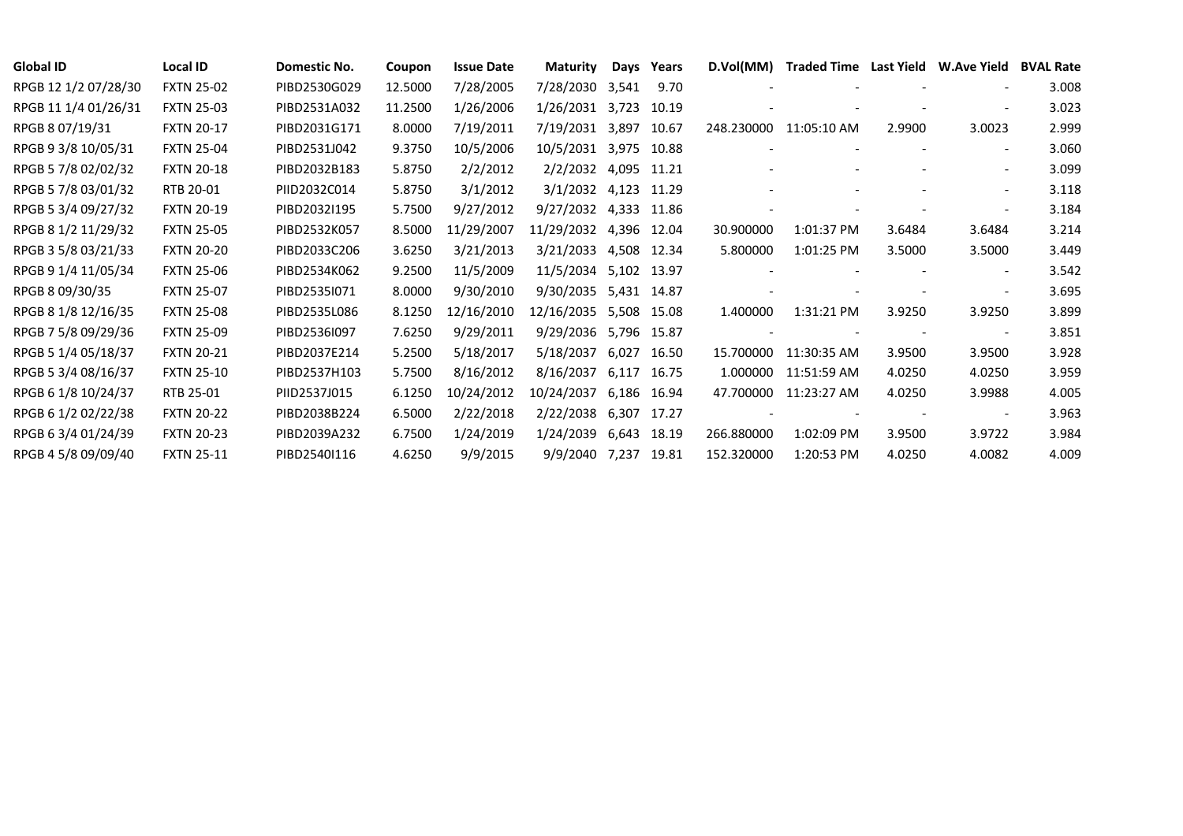| Global ID | Local ID | Domestic No. | Coupon | Issue Date | Maturity | Days | Years | D.Vol(MM) | Traded Time | Last Yield | W.Ave Yield | BVAL Rate |
|---|---|---|---|---|---|---|---|---|---|---|---|---|
| RPGB 12 1/2 07/28/30 | FXTN 25-02 | PIBD2530G029 | 12.5000 | 7/28/2005 | 7/28/2030 | 3,541 | 9.70 | - | - | - | - | 3.008 |
| RPGB 11 1/4 01/26/31 | FXTN 25-03 | PIBD2531A032 | 11.2500 | 1/26/2006 | 1/26/2031 | 3,723 | 10.19 | - | - | - | - | 3.023 |
| RPGB 8 07/19/31 | FXTN 20-17 | PIBD2031G171 | 8.0000 | 7/19/2011 | 7/19/2031 | 3,897 | 10.67 | 248.230000 | 11:05:10 AM | 2.9900 | 3.0023 | 2.999 |
| RPGB 9 3/8 10/05/31 | FXTN 25-04 | PIBD2531J042 | 9.3750 | 10/5/2006 | 10/5/2031 | 3,975 | 10.88 | - | - | - | - | 3.060 |
| RPGB 5 7/8 02/02/32 | FXTN 20-18 | PIBD2032B183 | 5.8750 | 2/2/2012 | 2/2/2032 | 4,095 | 11.21 | - | - | - | - | 3.099 |
| RPGB 5 7/8 03/01/32 | RTB 20-01 | PIID2032C014 | 5.8750 | 3/1/2012 | 3/1/2032 | 4,123 | 11.29 | - | - | - | - | 3.118 |
| RPGB 5 3/4 09/27/32 | FXTN 20-19 | PIBD2032I195 | 5.7500 | 9/27/2012 | 9/27/2032 | 4,333 | 11.86 | - | - | - | - | 3.184 |
| RPGB 8 1/2 11/29/32 | FXTN 25-05 | PIBD2532K057 | 8.5000 | 11/29/2007 | 11/29/2032 | 4,396 | 12.04 | 30.900000 | 1:01:37 PM | 3.6484 | 3.6484 | 3.214 |
| RPGB 3 5/8 03/21/33 | FXTN 20-20 | PIBD2033C206 | 3.6250 | 3/21/2013 | 3/21/2033 | 4,508 | 12.34 | 5.800000 | 1:01:25 PM | 3.5000 | 3.5000 | 3.449 |
| RPGB 9 1/4 11/05/34 | FXTN 25-06 | PIBD2534K062 | 9.2500 | 11/5/2009 | 11/5/2034 | 5,102 | 13.97 | - | - | - | - | 3.542 |
| RPGB 8 09/30/35 | FXTN 25-07 | PIBD2535I071 | 8.0000 | 9/30/2010 | 9/30/2035 | 5,431 | 14.87 | - | - | - | - | 3.695 |
| RPGB 8 1/8 12/16/35 | FXTN 25-08 | PIBD2535L086 | 8.1250 | 12/16/2010 | 12/16/2035 | 5,508 | 15.08 | 1.400000 | 1:31:21 PM | 3.9250 | 3.9250 | 3.899 |
| RPGB 7 5/8 09/29/36 | FXTN 25-09 | PIBD2536I097 | 7.6250 | 9/29/2011 | 9/29/2036 | 5,796 | 15.87 | - | - | - | - | 3.851 |
| RPGB 5 1/4 05/18/37 | FXTN 20-21 | PIBD2037E214 | 5.2500 | 5/18/2017 | 5/18/2037 | 6,027 | 16.50 | 15.700000 | 11:30:35 AM | 3.9500 | 3.9500 | 3.928 |
| RPGB 5 3/4 08/16/37 | FXTN 25-10 | PIBD2537H103 | 5.7500 | 8/16/2012 | 8/16/2037 | 6,117 | 16.75 | 1.000000 | 11:51:59 AM | 4.0250 | 4.0250 | 3.959 |
| RPGB 6 1/8 10/24/37 | RTB 25-01 | PIID2537J015 | 6.1250 | 10/24/2012 | 10/24/2037 | 6,186 | 16.94 | 47.700000 | 11:23:27 AM | 4.0250 | 3.9988 | 4.005 |
| RPGB 6 1/2 02/22/38 | FXTN 20-22 | PIBD2038B224 | 6.5000 | 2/22/2018 | 2/22/2038 | 6,307 | 17.27 | - | - | - | - | 3.963 |
| RPGB 6 3/4 01/24/39 | FXTN 20-23 | PIBD2039A232 | 6.7500 | 1/24/2019 | 1/24/2039 | 6,643 | 18.19 | 266.880000 | 1:02:09 PM | 3.9500 | 3.9722 | 3.984 |
| RPGB 4 5/8 09/09/40 | FXTN 25-11 | PIBD2540I116 | 4.6250 | 9/9/2015 | 9/9/2040 | 7,237 | 19.81 | 152.320000 | 1:20:53 PM | 4.0250 | 4.0082 | 4.009 |